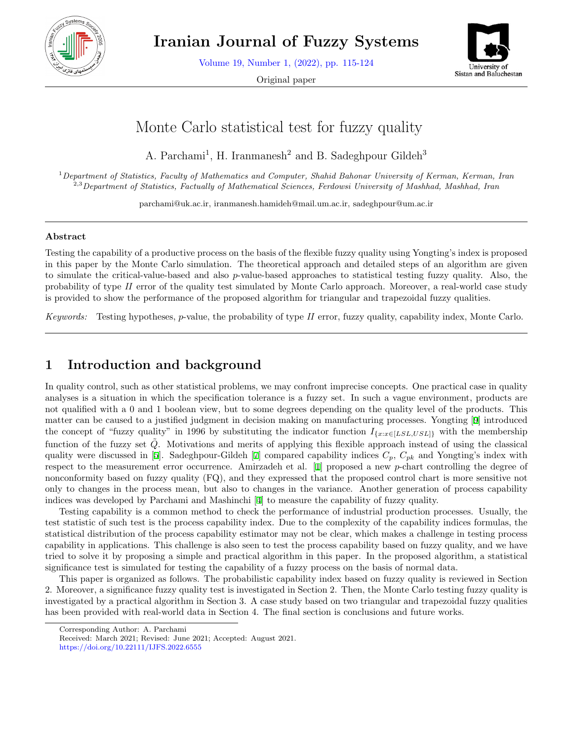Original paper

# Monte Carlo statistical test for fuzzy quality

A. Parchami[1], H. Iranmanesh[2] and B. Sadeghpour Gildeh[3]

[1]*Department of Statistics, Faculty of Mathematics and Computer, Shahid Bahonar University of Kerman, Kerman, Iran*
[2,3]*Department of Statistics, Factually of Mathematical Sciences, Ferdowsi University of Mashhad, Mashhad, Iran*

parchami@uk.ac.ir, iranmanesh.hamideh@mail.um.ac.ir, sadeghpour@um.ac.ir

### Abstract

Testing the capability of a productive process on the basis of the flexible fuzzy quality using Yongting's index is proposed in this paper by the Monte Carlo simulation. The theoretical approach and detailed steps of an algorithm are given to simulate the critical-value-based and also $p$-value-based approaches to statistical testing fuzzy quality. Also, the probability of type *II* error of the quality test simulated by Monte Carlo approach. Moreover, a real-world case study is provided to show the performance of the proposed algorithm for triangular and trapezoidal fuzzy qualities.

*Keywords:* Testing hypotheses, $p$-value, the probability of type *II* error, fuzzy quality, capability index, Monte Carlo.

## 1 Introduction and background

In quality control, such as other statistical problems, we may confront imprecise concepts. One practical case in quality analyses is a situation in which the specification tolerance is a fuzzy set. In such a vague environment, products are not qualified with a 0 and 1 boolean view, but to some degrees depending on the quality level of the products. This matter can be caused to a justified judgment in decision making on manufacturing processes. Yongting [9] introduced the concept of "fuzzy quality" in 1996 by substituting the indicator function $I_{\{x:x\in[LSL,USL]\}}$ with the membership function of the fuzzy set $\tilde{Q}$. Motivations and merits of applying this flexible approach instead of using the classical quality were discussed in [5]. Sadeghpour-Gildeh [7] compared capability indices $C_p$, $C_{pk}$ and Yongting's index with respect to the measurement error occurrence. Amirzadeh et al. [1] proposed a new $p$-chart controlling the degree of nonconformity based on fuzzy quality (FQ), and they expressed that the proposed control chart is more sensitive not only to changes in the process mean, but also to changes in the variance. Another generation of process capability indices was developed by Parchami and Mashinchi [4] to measure the capability of fuzzy quality.

Testing capability is a common method to check the performance of industrial production processes. Usually, the test statistic of such test is the process capability index. Due to the complexity of the capability indices formulas, the statistical distribution of the process capability estimator may not be clear, which makes a challenge in testing process capability in applications. This challenge is also seen to test the process capability based on fuzzy quality, and we have tried to solve it by proposing a simple and practical algorithm in this paper. In the proposed algorithm, a statistical significance test is simulated for testing the capability of a fuzzy process on the basis of normal data.

This paper is organized as follows. The probabilistic capability index based on fuzzy quality is reviewed in Section 2. Moreover, a significance fuzzy quality test is investigated in Section 2. Then, the Monte Carlo testing fuzzy quality is investigated by a practical algorithm in Section 3. A case study based on two triangular and trapezoidal fuzzy qualities has been provided with real-world data in Section 4. The final section is conclusions and future works.

Corresponding Author: A. Parchami
Received: March 2021; Revised: June 2021; Accepted: August 2021.
https://doi.org/10.22111/IJFS.2022.6555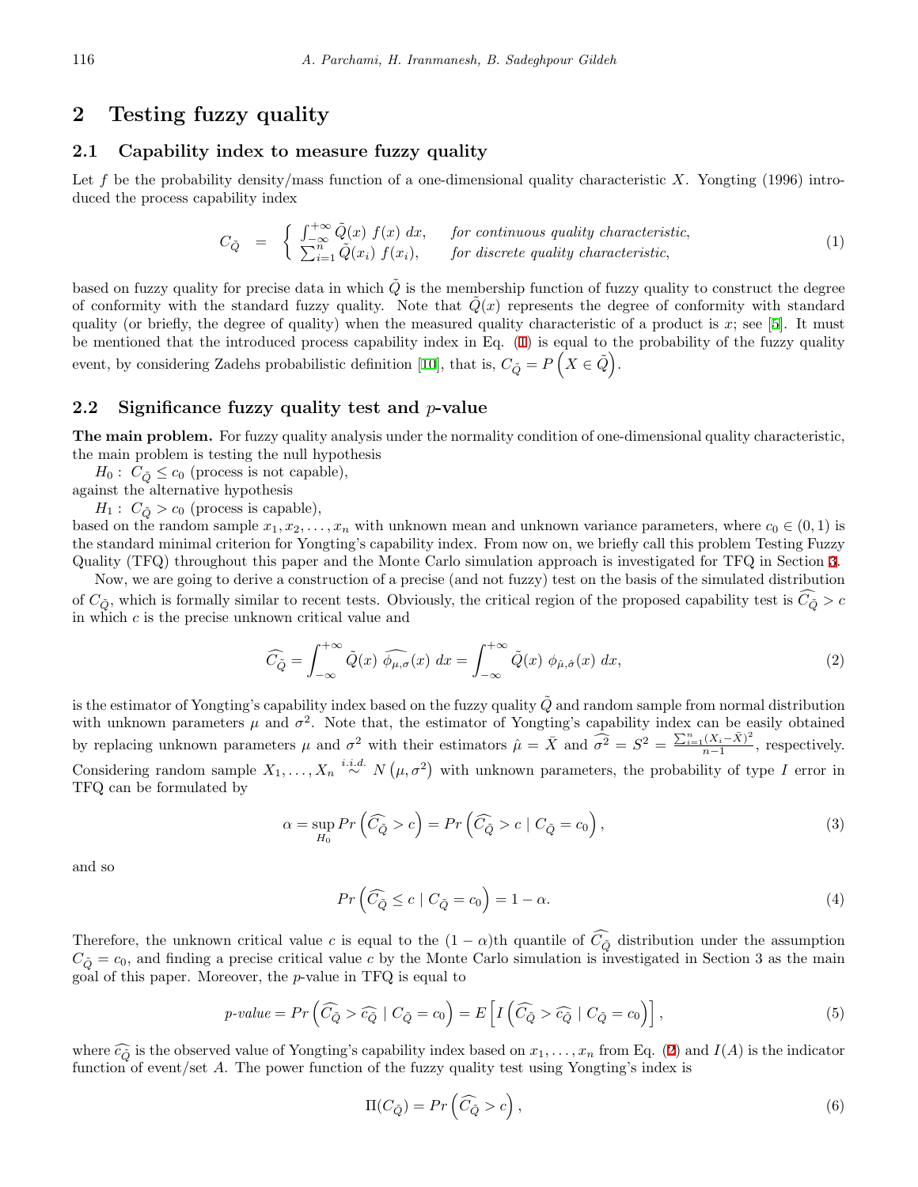## 2 Testing fuzzy quality

### 2.1 Capability index to measure fuzzy quality

Let $f$ be the probability density/mass function of a one-dimensional quality characteristic $X$. Yongting (1996) introduced the process capability index

$$C_{\tilde{Q}} = \begin{cases} \int_{-\infty}^{+\infty} \tilde{Q}(x)\ f(x)\ dx, & \textit{for continuous quality characteristic,} \\ \sum_{i=1}^{n} \tilde{Q}(x_i)\ f(x_i), & \textit{for discrete quality characteristic,} \end{cases} \tag{1}$$

based on fuzzy quality for precise data in which $\tilde{Q}$ is the membership function of fuzzy quality to construct the degree of conformity with the standard fuzzy quality. Note that $\tilde{Q}(x)$ represents the degree of conformity with standard quality (or briefly, the degree of quality) when the measured quality characteristic of a product is $x$; see [5]. It must be mentioned that the introduced process capability index in Eq. (1) is equal to the probability of the fuzzy quality event, by considering Zadehs probabilistic definition [10], that is, $C_{\tilde{Q}} = P\left(X \in \tilde{Q}\right)$.

### 2.2 Significance fuzzy quality test and $p$-value

**The main problem.** For fuzzy quality analysis under the normality condition of one-dimensional quality characteristic, the main problem is testing the null hypothesis

$H_0:\ C_{\tilde{Q}} \leq c_0$ (process is not capable),

against the alternative hypothesis

$H_1:\ C_{\tilde{Q}} > c_0$ (process is capable),

based on the random sample $x_1, x_2, \ldots, x_n$ with unknown mean and unknown variance parameters, where $c_0 \in (0, 1)$ is the standard minimal criterion for Yongting's capability index. From now on, we briefly call this problem Testing Fuzzy Quality (TFQ) throughout this paper and the Monte Carlo simulation approach is investigated for TFQ in Section 3.

Now, we are going to derive a construction of a precise (and not fuzzy) test on the basis of the simulated distribution of $C_{\tilde{Q}}$, which is formally similar to recent tests. Obviously, the critical region of the proposed capability test is $\widehat{C_{\tilde{Q}}} > c$ in which $c$ is the precise unknown critical value and

$$\widehat{C_{\tilde{Q}}} = \int_{-\infty}^{+\infty} \tilde{Q}(x)\ \widehat{\phi_{\mu,\sigma}}(x)\ dx = \int_{-\infty}^{+\infty} \tilde{Q}(x)\ \phi_{\hat{\mu},\hat{\sigma}}(x)\ dx, \tag{2}$$

is the estimator of Yongting's capability index based on the fuzzy quality $\tilde{Q}$ and random sample from normal distribution with unknown parameters $\mu$ and $\sigma^2$. Note that, the estimator of Yongting's capability index can be easily obtained by replacing unknown parameters $\mu$ and $\sigma^2$ with their estimators $\hat{\mu} = \bar{X}$ and $\widehat{\sigma^2} = S^2 = \frac{\sum_{i=1}^{n}(X_i - \bar{X})^2}{n-1}$, respectively. Considering random sample $X_1, \ldots, X_n \overset{i.i.d.}{\sim} N\left(\mu, \sigma^2\right)$ with unknown parameters, the probability of type $I$ error in TFQ can be formulated by

$$\alpha = \sup_{H_0} Pr\left(\widehat{C_{\tilde{Q}}} > c\right) = Pr\left(\widehat{C_{\tilde{Q}}} > c \mid C_{\tilde{Q}} = c_0\right), \tag{3}$$

and so

$$Pr\left(\widehat{C_{\tilde{Q}}} \leq c \mid C_{\tilde{Q}} = c_0\right) = 1 - \alpha. \tag{4}$$

Therefore, the unknown critical value $c$ is equal to the $(1-\alpha)$th quantile of $\widehat{C_{\tilde{Q}}}$ distribution under the assumption $C_{\tilde{Q}} = c_0$, and finding a precise critical value $c$ by the Monte Carlo simulation is investigated in Section 3 as the main goal of this paper. Moreover, the $p$-value in TFQ is equal to

$$p\text{-}value = Pr\left(\widehat{C_{\tilde{Q}}} > \widehat{c_{\tilde{Q}}} \mid C_{\tilde{Q}} = c_0\right) = E\left[I\left(\widehat{C_{\tilde{Q}}} > \widehat{c_{\tilde{Q}}} \mid C_{\tilde{Q}} = c_0\right)\right], \tag{5}$$

where $\widehat{c_{\tilde{Q}}}$ is the observed value of Yongting's capability index based on $x_1, \ldots, x_n$ from Eq. (2) and $I(A)$ is the indicator function of event/set $A$. The power function of the fuzzy quality test using Yongting's index is

$$\Pi(C_{\tilde{Q}}) = Pr\left(\widehat{C_{\tilde{Q}}} > c\right), \tag{6}$$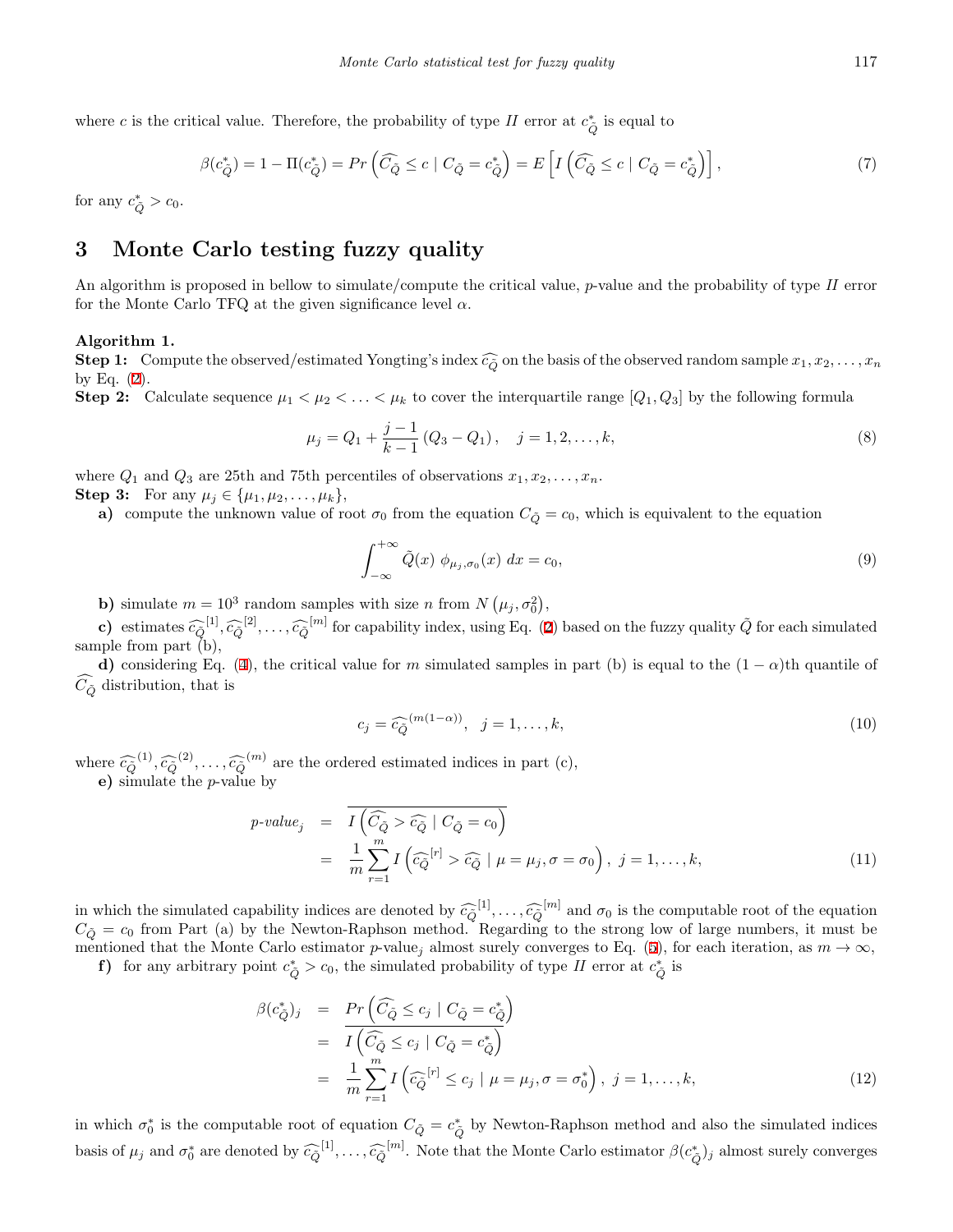where $c$ is the critical value. Therefore, the probability of type $II$ error at $c^*_{\tilde{Q}}$ is equal to

$$\beta(c^*_{\tilde{Q}}) = 1 - \Pi(c^*_{\tilde{Q}}) = Pr\left(\widehat{C_{\tilde{Q}}} \leq c \mid C_{\tilde{Q}} = c^*_{\tilde{Q}}\right) = E\left[I\left(\widehat{C_{\tilde{Q}}} \leq c \mid C_{\tilde{Q}} = c^*_{\tilde{Q}}\right)\right], \tag{7}$$

for any $c^*_{\tilde{Q}} > c_0$.

## 3 Monte Carlo testing fuzzy quality

An algorithm is proposed in bellow to simulate/compute the critical value, $p$-value and the probability of type $II$ error for the Monte Carlo TFQ at the given significance level $\alpha$.

**Algorithm 1.**

**Step 1:** Compute the observed/estimated Yongting's index $\widehat{c_{\tilde{Q}}}$ on the basis of the observed random sample $x_1, x_2, \ldots, x_n$ by Eq. (2).

**Step 2:** Calculate sequence $\mu_1 < \mu_2 < \ldots < \mu_k$ to cover the interquartile range $[Q_1, Q_3]$ by the following formula

$$\mu_j = Q_1 + \frac{j-1}{k-1}\left(Q_3 - Q_1\right), \quad j = 1, 2, \ldots, k, \tag{8}$$

where $Q_1$ and $Q_3$ are 25th and 75th percentiles of observations $x_1, x_2, \ldots, x_n$.

**Step 3:** For any $\mu_j \in \{\mu_1, \mu_2, \ldots, \mu_k\}$,

**a)** compute the unknown value of root $\sigma_0$ from the equation $C_{\tilde{Q}} = c_0$, which is equivalent to the equation

$$\int_{-\infty}^{+\infty} \tilde{Q}(x)\ \phi_{\mu_j,\sigma_0}(x)\ dx = c_0, \tag{9}$$

**b)** simulate $m = 10^3$ random samples with size $n$ from $N\left(\mu_j, \sigma_0^2\right)$,

**c)** estimates $\widehat{c_{\tilde{Q}}}^{[1]}, \widehat{c_{\tilde{Q}}}^{[2]}, \ldots, \widehat{c_{\tilde{Q}}}^{[m]}$ for capability index, using Eq. (2) based on the fuzzy quality $\tilde{Q}$ for each simulated sample from part (b),

**d)** considering Eq. (4), the critical value for $m$ simulated samples in part (b) is equal to the $(1-\alpha)$th quantile of $\widehat{C_{\tilde{Q}}}$ distribution, that is

$$c_j = \widehat{c_{\tilde{Q}}}^{(m(1-\alpha))}, \quad j = 1, \ldots, k, \tag{10}$$

where $\widehat{c_{\tilde{Q}}}^{(1)}, \widehat{c_{\tilde{Q}}}^{(2)}, \ldots, \widehat{c_{\tilde{Q}}}^{(m)}$ are the ordered estimated indices in part (c),

**e)** simulate the $p$-value by

$$\begin{aligned} p\text{-}value_j &= \overline{I\left(\widehat{C_{\tilde{Q}}} > \widehat{c_{\tilde{Q}}} \mid C_{\tilde{Q}} = c_0\right)} \\ &= \frac{1}{m}\sum_{r=1}^{m} I\left(\widehat{c_{\tilde{Q}}}^{[r]} > \widehat{c_{\tilde{Q}}} \mid \mu = \mu_j, \sigma = \sigma_0\right),\ j = 1, \ldots, k, \end{aligned} \tag{11}$$

in which the simulated capability indices are denoted by $\widehat{c_{\tilde{Q}}}^{[1]}, \ldots, \widehat{c_{\tilde{Q}}}^{[m]}$ and $\sigma_0$ is the computable root of the equation $C_{\tilde{Q}} = c_0$ from Part (a) by the Newton-Raphson method. Regarding to the strong low of large numbers, it must be mentioned that the Monte Carlo estimator $p$-value$_j$ almost surely converges to Eq. (5), for each iteration, as $m \to \infty$,

**f)** for any arbitrary point $c^*_{\tilde{Q}} > c_0$, the simulated probability of type $II$ error at $c^*_{\tilde{Q}}$ is

$$\begin{aligned} \beta(c^*_{\tilde{Q}})_j &= \overline{Pr\left(\widehat{C_{\tilde{Q}}} \leq c_j \mid C_{\tilde{Q}} = c^*_{\tilde{Q}}\right)} \\ &= \overline{I\left(\widehat{C_{\tilde{Q}}} \leq c_j \mid C_{\tilde{Q}} = c^*_{\tilde{Q}}\right)} \\ &= \frac{1}{m}\sum_{r=1}^{m} I\left(\widehat{c_{\tilde{Q}}}^{[r]} \leq c_j \mid \mu = \mu_j, \sigma = \sigma_0^*\right),\ j = 1, \ldots, k, \end{aligned} \tag{12}$$

in which $\sigma_0^*$ is the computable root of equation $C_{\tilde{Q}} = c^*_{\tilde{Q}}$ by Newton-Raphson method and also the simulated indices basis of $\mu_j$ and $\sigma_0^*$ are denoted by $\widehat{c_{\tilde{Q}}}^{[1]}, \ldots, \widehat{c_{\tilde{Q}}}^{[m]}$. Note that the Monte Carlo estimator $\beta(c^*_{\tilde{Q}})_j$ almost surely converges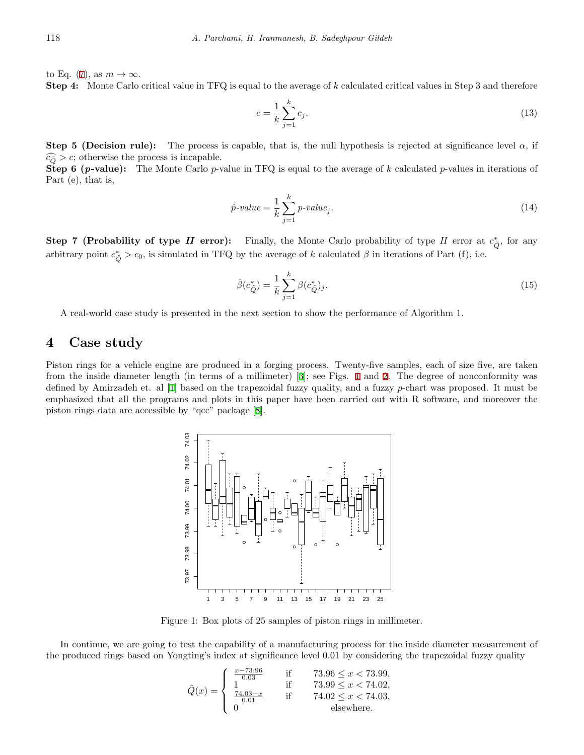to Eq. (7), as $m \to \infty$.

**Step 4:** Monte Carlo critical value in TFQ is equal to the average of $k$ calculated critical values in Step 3 and therefore

$$c = \frac{1}{k}\sum_{j=1}^{k} c_j. \tag{13}$$

**Step 5 (Decision rule):** The process is capable, that is, the null hypothesis is rejected at significance level $\alpha$, if $\widehat{c_{\tilde{Q}}} > c$; otherwise the process is incapable.

**Step 6 (*p*-value):** The Monte Carlo $p$-value in TFQ is equal to the average of $k$ calculated $p$-values in iterations of Part (e), that is,

$$\hat{p}\text{-}value = \frac{1}{k}\sum_{j=1}^{k} p\text{-}value_j. \tag{14}$$

**Step 7 (Probability of type *II* error):** Finally, the Monte Carlo probability of type $II$ error at $c^*_{\tilde{Q}}$, for any arbitrary point $c^*_{\tilde{Q}} > c_0$, is simulated in TFQ by the average of $k$ calculated $\beta$ in iterations of Part (f), i.e.

$$\hat{\beta}(c^*_{\tilde{Q}}) = \frac{1}{k}\sum_{j=1}^{k} \beta(c^*_{\tilde{Q}})_j. \tag{15}$$

A real-world case study is presented in the next section to show the performance of Algorithm 1.

## 4 Case study

Piston rings for a vehicle engine are produced in a forging process. Twenty-five samples, each of size five, are taken from the inside diameter length (in terms of a millimeter) [3]; see Figs. 1 and 2. The degree of nonconformity was defined by Amirzadeh et. al [1] based on the trapezoidal fuzzy quality, and a fuzzy $p$-chart was proposed. It must be emphasized that all the programs and plots in this paper have been carried out with R software, and moreover the piston rings data are accessible by "qcc" package [8].

Figure 1: Box plots of 25 samples of piston rings in millimeter.

In continue, we are going to test the capability of a manufacturing process for the inside diameter measurement of the produced rings based on Yongting's index at significance level 0.01 by considering the trapezoidal fuzzy quality

$$\tilde{Q}(x) = \begin{cases} \frac{x-73.96}{0.03} & \text{if} \quad 73.96 \leq x < 73.99, \\ 1 & \text{if} \quad 73.99 \leq x < 74.02, \\ \frac{74.03-x}{0.01} & \text{if} \quad 74.02 \leq x < 74.03, \\ 0 & \text{elsewhere.} \end{cases}$$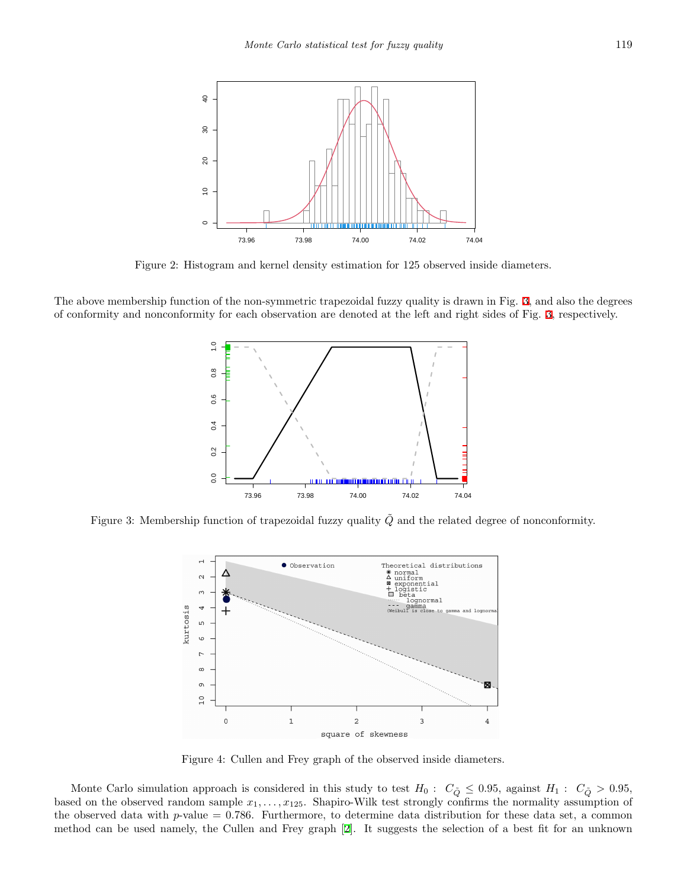Figure 2: Histogram and kernel density estimation for 125 observed inside diameters.

The above membership function of the non-symmetric trapezoidal fuzzy quality is drawn in Fig. 3, and also the degrees of conformity and nonconformity for each observation are denoted at the left and right sides of Fig. 3, respectively.

Figure 3: Membership function of trapezoidal fuzzy quality $\tilde{Q}$ and the related degree of nonconformity.

Figure 4: Cullen and Frey graph of the observed inside diameters.

Monte Carlo simulation approach is considered in this study to test $H_0 : \ C_{\tilde{Q}} \leq 0.95$, against $H_1 : \ C_{\tilde{Q}} > 0.95$, based on the observed random sample $x_1, \ldots, x_{125}$. Shapiro-Wilk test strongly confirms the normality assumption of the observed data with $p$-value $= 0.786$. Furthermore, to determine data distribution for these data set, a common method can be used namely, the Cullen and Frey graph [2]. It suggests the selection of a best fit for an unknown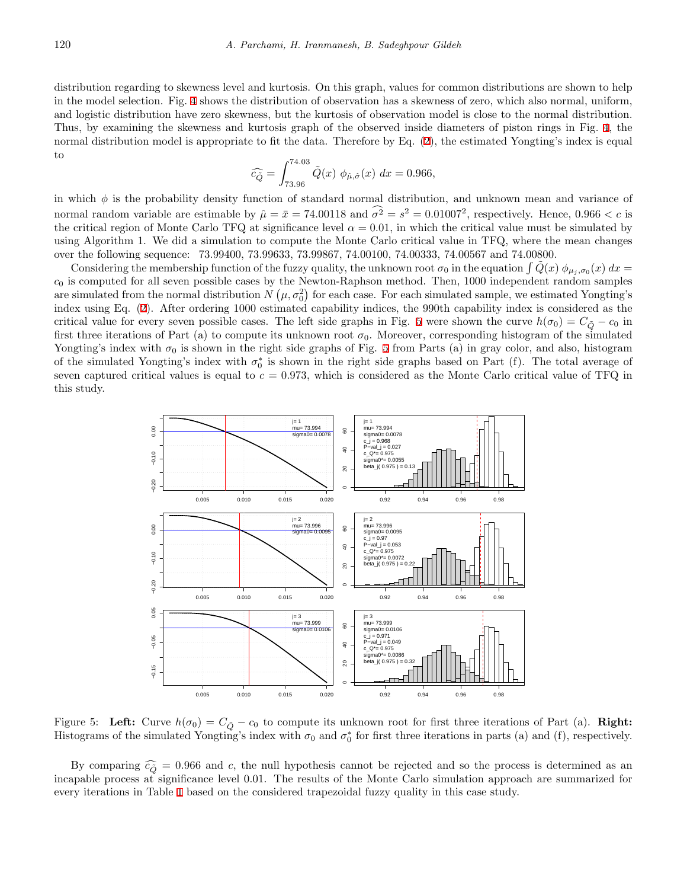distribution regarding to skewness level and kurtosis. On this graph, values for common distributions are shown to help in the model selection. Fig. 4 shows the distribution of observation has a skewness of zero, which also normal, uniform, and logistic distribution have zero skewness, but the kurtosis of observation model is close to the normal distribution. Thus, by examining the skewness and kurtosis graph of the observed inside diameters of piston rings in Fig. 4, the normal distribution model is appropriate to fit the data. Therefore by Eq. (2), the estimated Yongting's index is equal to

$$\widehat{c_{\tilde{Q}}} = \int_{73.96}^{74.03} \tilde{Q}(x)\ \phi_{\hat{\mu},\hat{\sigma}}(x)\ dx = 0.966,$$

in which $\phi$ is the probability density function of standard normal distribution, and unknown mean and variance of normal random variable are estimable by $\hat{\mu} = \bar{x} = 74.00118$ and $\widehat{\sigma^2} = s^2 = 0.01007^2$, respectively. Hence, $0.966 < c$ is the critical region of Monte Carlo TFQ at significance level $\alpha = 0.01$, in which the critical value must be simulated by using Algorithm 1. We did a simulation to compute the Monte Carlo critical value in TFQ, where the mean changes over the following sequence: 73.99400, 73.99633, 73.99867, 74.00100, 74.00333, 74.00567 and 74.00800.

Considering the membership function of the fuzzy quality, the unknown root $\sigma_0$ in the equation $\int \tilde{Q}(x)\ \phi_{\mu_j,\sigma_0}(x)\ dx = c_0$ is computed for all seven possible cases by the Newton-Raphson method. Then, 1000 independent random samples are simulated from the normal distribution $N\left(\mu, \sigma_0^2\right)$ for each case. For each simulated sample, we estimated Yongting's index using Eq. (2). After ordering 1000 estimated capability indices, the 990th capability index is considered as the critical value for every seven possible cases. The left side graphs in Fig. 5 were shown the curve $h(\sigma_0) = C_{\tilde{Q}} - c_0$ in first three iterations of Part (a) to compute its unknown root $\sigma_0$. Moreover, corresponding histogram of the simulated Yongting's index with $\sigma_0$ is shown in the right side graphs of Fig. 5 from Parts (a) in gray color, and also, histogram of the simulated Yongting's index with $\sigma_0^*$ is shown in the right side graphs based on Part (f). The total average of seven captured critical values is equal to $c = 0.973$, which is considered as the Monte Carlo critical value of TFQ in this study.

Figure 5: **Left:** Curve $h(\sigma_0) = C_{\tilde{Q}} - c_0$ to compute its unknown root for first three iterations of Part (a). **Right:** Histograms of the simulated Yongting's index with $\sigma_0$ and $\sigma_0^*$ for first three iterations in parts (a) and (f), respectively.

By comparing $\widehat{c_{\tilde{Q}}} = 0.966$ and $c$, the null hypothesis cannot be rejected and so the process is determined as an incapable process at significance level 0.01. The results of the Monte Carlo simulation approach are summarized for every iterations in Table 1 based on the considered trapezoidal fuzzy quality in this case study.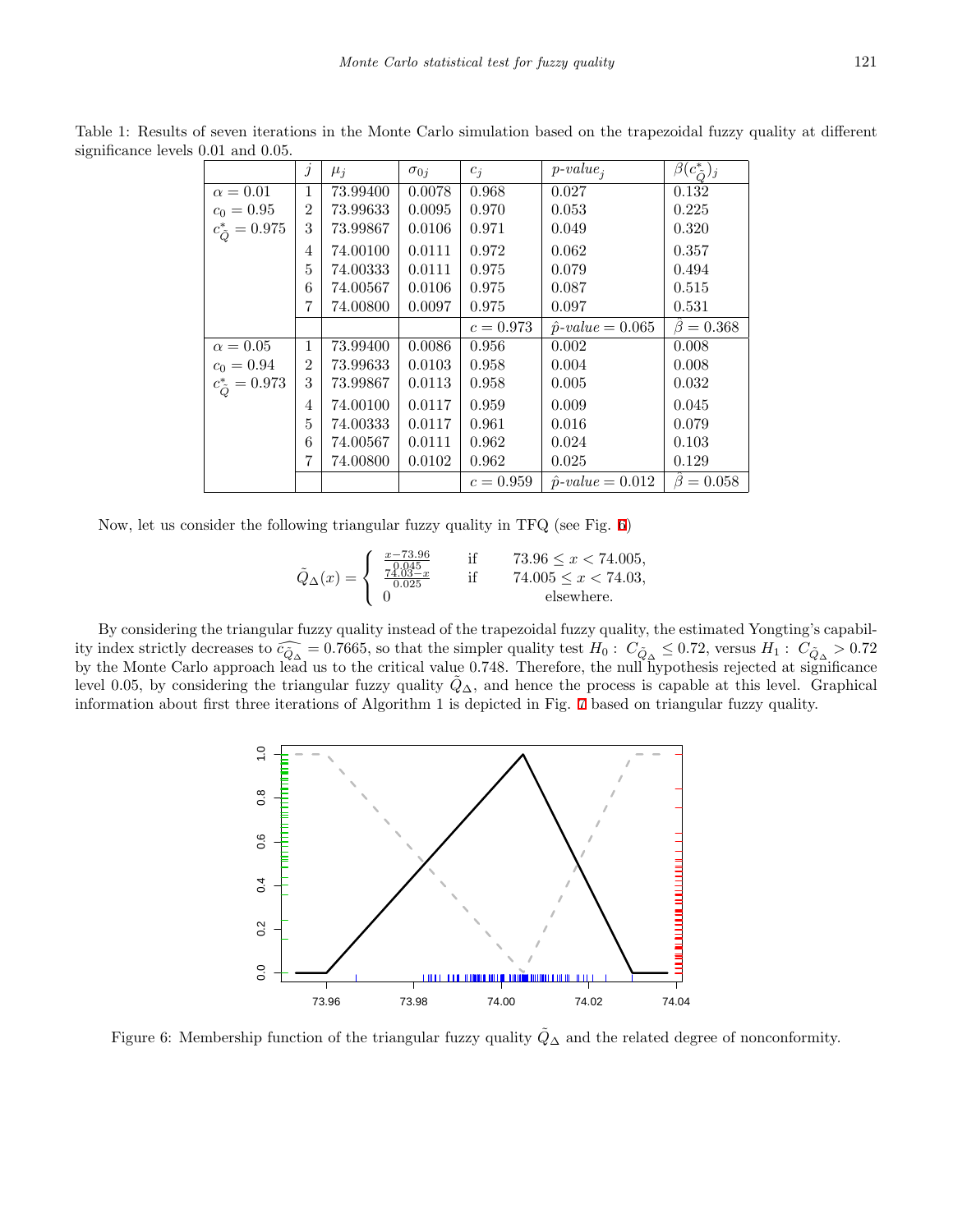Table 1: Results of seven iterations in the Monte Carlo simulation based on the trapezoidal fuzzy quality at different significance levels 0.01 and 0.05.

| | $j$ | $\mu_j$ | $\sigma_{0j}$ | $c_j$ | $p$-$value_j$ | $\beta(c^*_{\tilde{Q}})_j$ |
|---|---|---|---|---|---|---|
| $\alpha = 0.01$ | 1 | 73.99400 | 0.0078 | 0.968 | 0.027 | 0.132 |
| $c_0 = 0.95$ | 2 | 73.99633 | 0.0095 | 0.970 | 0.053 | 0.225 |
| $c^*_{\tilde{Q}} = 0.975$ | 3 | 73.99867 | 0.0106 | 0.971 | 0.049 | 0.320 |
| | 4 | 74.00100 | 0.0111 | 0.972 | 0.062 | 0.357 |
| | 5 | 74.00333 | 0.0111 | 0.975 | 0.079 | 0.494 |
| | 6 | 74.00567 | 0.0106 | 0.975 | 0.087 | 0.515 |
| | 7 | 74.00800 | 0.0097 | 0.975 | 0.097 | 0.531 |
| | | | | $c = 0.973$ | $\hat{p}$-$value = 0.065$ | $\hat{\beta} = 0.368$ |
| $\alpha = 0.05$ | 1 | 73.99400 | 0.0086 | 0.956 | 0.002 | 0.008 |
| $c_0 = 0.94$ | 2 | 73.99633 | 0.0103 | 0.958 | 0.004 | 0.008 |
| $c^*_{\tilde{Q}} = 0.973$ | 3 | 73.99867 | 0.0113 | 0.958 | 0.005 | 0.032 |
| | 4 | 74.00100 | 0.0117 | 0.959 | 0.009 | 0.045 |
| | 5 | 74.00333 | 0.0117 | 0.961 | 0.016 | 0.079 |
| | 6 | 74.00567 | 0.0111 | 0.962 | 0.024 | 0.103 |
| | 7 | 74.00800 | 0.0102 | 0.962 | 0.025 | 0.129 |
| | | | | $c = 0.959$ | $\hat{p}$-$value = 0.012$ | $\hat{\beta} = 0.058$ |

Now, let us consider the following triangular fuzzy quality in TFQ (see Fig. 6)

$$\tilde{Q}_\Delta(x) = \begin{cases} \frac{x-73.96}{0.045} & \text{if} \quad 73.96 \leq x < 74.005, \\ \frac{74.03-x}{0.025} & \text{if} \quad 74.005 \leq x < 74.03, \\ 0 & \quad \text{elsewhere.} \end{cases}$$

By considering the triangular fuzzy quality instead of the trapezoidal fuzzy quality, the estimated Yongting's capability index strictly decreases to $\widehat{c_{\tilde{Q}_\Delta}} = 0.7665$, so that the simpler quality test $H_0: \ C_{\tilde{Q}_\Delta} \leq 0.72$, versus $H_1: \ C_{\tilde{Q}_\Delta} > 0.72$ by the Monte Carlo approach lead us to the critical value 0.748. Therefore, the null hypothesis rejected at significance level 0.05, by considering the triangular fuzzy quality $\tilde{Q}_\Delta$, and hence the process is capable at this level. Graphical information about first three iterations of Algorithm 1 is depicted in Fig. 7 based on triangular fuzzy quality.

Figure 6: Membership function of the triangular fuzzy quality $\tilde{Q}_\Delta$ and the related degree of nonconformity.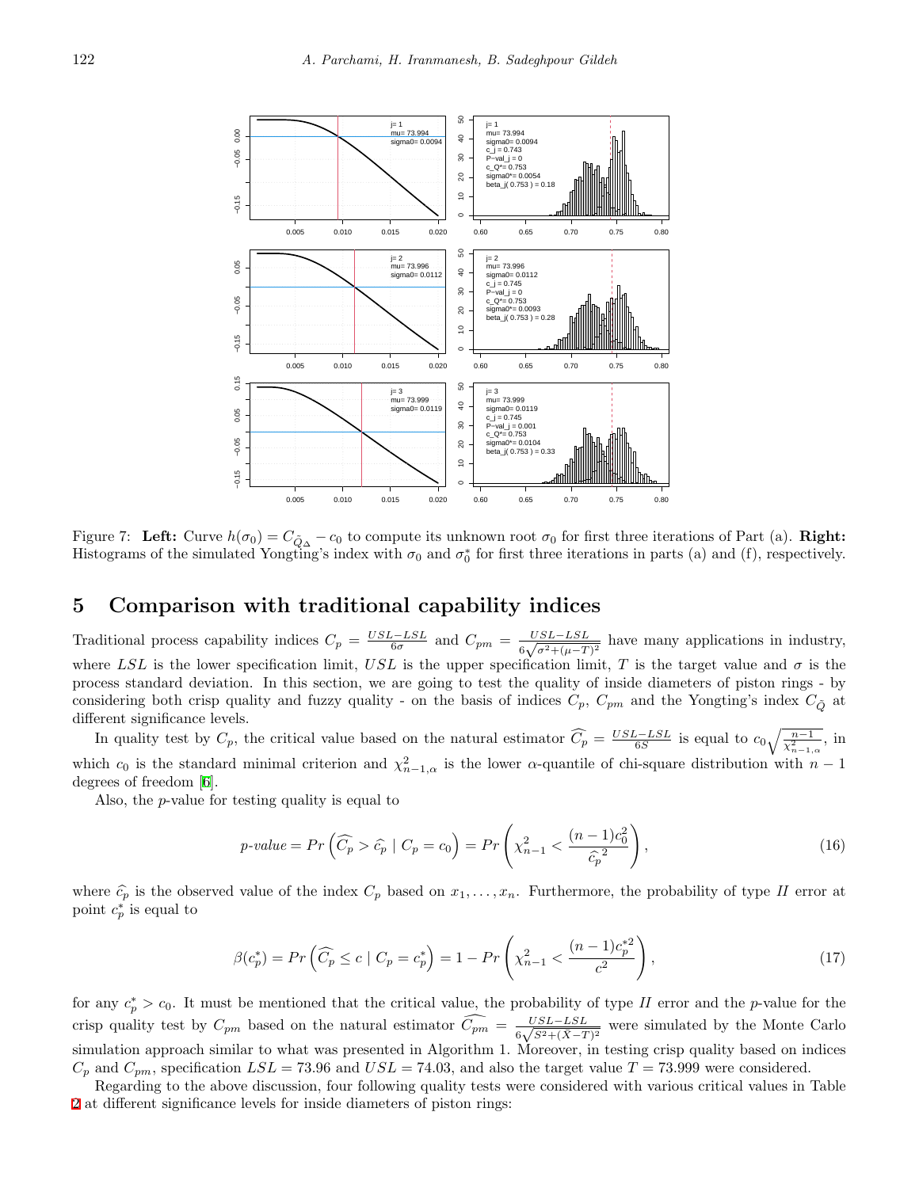Figure 7: **Left:** Curve $h(\sigma_0) = C_{\widehat{Q}_\Delta} - c_0$ to compute its unknown root $\sigma_0$ for first three iterations of Part (a). **Right:** Histograms of the simulated Yongting's index with $\sigma_0$ and $\sigma_0^*$ for first three iterations in parts (a) and (f), respectively.

## 5 Comparison with traditional capability indices

Traditional process capability indices $C_p = \frac{USL-LSL}{6\sigma}$ and $C_{pm} = \frac{USL-LSL}{6\sqrt{\sigma^2+(\mu-T)^2}}$ have many applications in industry, where $LSL$ is the lower specification limit, $USL$ is the upper specification limit, $T$ is the target value and $\sigma$ is the process standard deviation. In this section, we are going to test the quality of inside diameters of piston rings - by considering both crisp quality and fuzzy quality - on the basis of indices $C_p$, $C_{pm}$ and the Yongting's index $C_{\tilde{Q}}$ at different significance levels.

In quality test by $C_p$, the critical value based on the natural estimator $\widehat{C_p} = \frac{USL-LSL}{6S}$ is equal to $c_0\sqrt{\frac{n-1}{\chi^2_{n-1,\alpha}}}$, in which $c_0$ is the standard minimal criterion and $\chi^2_{n-1,\alpha}$ is the lower $\alpha$-quantile of chi-square distribution with $n-1$ degrees of freedom [6].

Also, the $p$-value for testing quality is equal to

$$p\text{-}value = Pr\left(\widehat{C_p} > \widehat{c}_p \mid C_p = c_0\right) = Pr\left(\chi^2_{n-1} < \frac{(n-1)c_0^2}{\widehat{c}_p{}^2}\right), \tag{16}$$

where $\widehat{c}_p$ is the observed value of the index $C_p$ based on $x_1, \ldots, x_n$. Furthermore, the probability of type $II$ error at point $c_p^*$ is equal to

$$\beta(c_p^*) = Pr\left(\widehat{C_p} \leq c \mid C_p = c_p^*\right) = 1 - Pr\left(\chi^2_{n-1} < \frac{(n-1)c_p^{*2}}{c^2}\right), \tag{17}$$

for any $c_p^* > c_0$. It must be mentioned that the critical value, the probability of type $II$ error and the $p$-value for the crisp quality test by $C_{pm}$ based on the natural estimator $\widehat{C_{pm}} = \frac{USL-LSL}{6\sqrt{S^2+(\bar{X}-T)^2}}$ were simulated by the Monte Carlo simulation approach similar to what was presented in Algorithm 1. Moreover, in testing crisp quality based on indices $C_p$ and $C_{pm}$, specification $LSL = 73.96$ and $USL = 74.03$, and also the target value $T = 73.999$ were considered.

Regarding to the above discussion, four following quality tests were considered with various critical values in Table 2 at different significance levels for inside diameters of piston rings: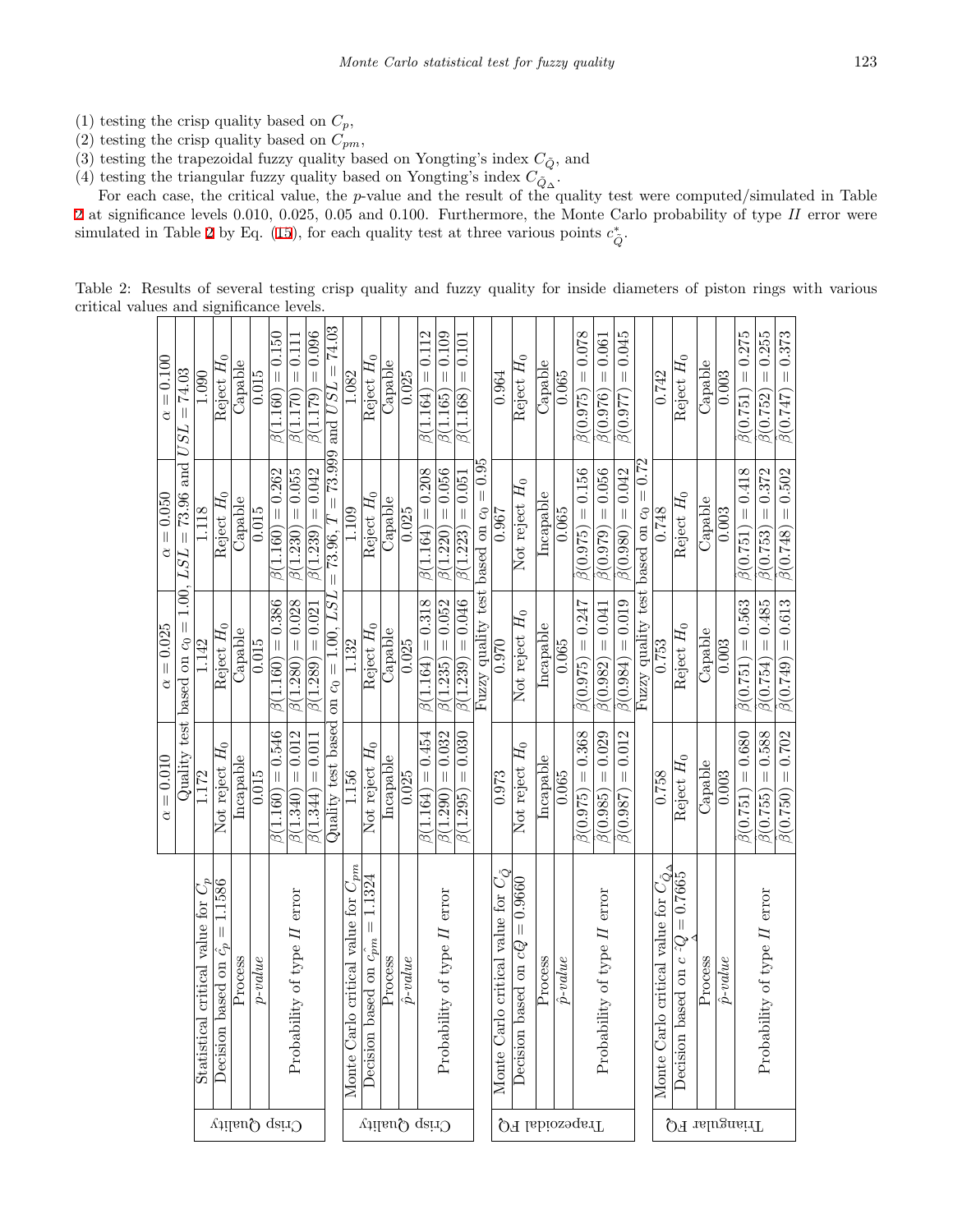(1) testing the crisp quality based on $C_p$,
(2) testing the crisp quality based on $C_{pm}$,
(3) testing the trapezoidal fuzzy quality based on Yongting's index $C_{\tilde{Q}}$, and
(4) testing the triangular fuzzy quality based on Yongting's index $C_{\tilde{Q}_\Delta}$.

For each case, the critical value, the $p$-value and the result of the quality test were computed/simulated in Table 2 at significance levels 0.010, 0.025, 0.05 and 0.100. Furthermore, the Monte Carlo probability of type $II$ error were simulated in Table 2 by Eq. (15), for each quality test at three various points $c^*_{\tilde{Q}}$.

Table 2: Results of several testing crisp quality and fuzzy quality for inside diameters of piston rings with various critical values and significance levels.

| | | $\alpha = 0.010$ | $\alpha = 0.025$ | $\alpha = 0.050$ | $\alpha = 0.100$ |
|---|---|---|---|---|---|
| Crisp Quality | | Quality test based on $c_0 = 1.00$, $LSL = 73.96$ and $USL = 74.03$ | | | |
| | Statistical critical value for $C_p$ | 1.172 | 1.142 | 1.118 | 1.090 |
| | Decision based on $\hat{c}_p = 1.1586$ | Not reject $H_0$ | Reject $H_0$ | Reject $H_0$ | Reject $H_0$ |
| | Process | Incapable | Capable | Capable | Capable |
| | $p$-value | 0.015 | 0.015 | 0.015 | 0.015 |
| | Probability of type $II$ error | $\beta(1.160) = 0.546$ | $\beta(1.160) = 0.386$ | $\beta(1.160) = 0.262$ | $\beta(1.160) = 0.150$ |
| | | $\beta(1.340) = 0.012$ | $\beta(1.280) = 0.028$ | $\beta(1.230) = 0.055$ | $\beta(1.170) = 0.111$ |
| | | $\beta(1.344) = 0.011$ | $\beta(1.289) = 0.021$ | $\beta(1.239) = 0.042$ | $\beta(1.179) = 0.096$ |
| Crisp Quality | | Quality test based on $c_0 = 1.00$, $LSL = 73.96$, $T = 73.999$ and $USL = 74.03$ | | | |
| | Monte Carlo critical value for $C_{pm}$ | 1.156 | 1.132 | 1.109 | 1.082 |
| | Decision based on $\hat{c}_{pm} = 1.1324$ | Not reject $H_0$ | Reject $H_0$ | Reject $H_0$ | Reject $H_0$ |
| | Process | Incapable | Capable | Capable | Capable |
| | $\hat{p}$-value | 0.025 | 0.025 | 0.025 | 0.025 |
| | Probability of type $II$ error | $\beta(1.164) = 0.454$ | $\beta(1.164) = 0.318$ | $\beta(1.164) = 0.208$ | $\beta(1.164) = 0.112$ |
| | | $\beta(1.290) = 0.032$ | $\beta(1.235) = 0.052$ | $\beta(1.220) = 0.056$ | $\beta(1.165) = 0.109$ |
| | | $\beta(1.295) = 0.030$ | $\beta(1.239) = 0.046$ | $\beta(1.223) = 0.051$ | $\beta(1.168) = 0.101$ |
| Trapezoidal FQ | | Fuzzy quality test based on $c_0 = 0.95$ | | | |
| | Monte Carlo critical value for $C_{\tilde{Q}}$ | 0.973 | 0.970 | 0.967 | 0.964 |
| | Decision based on $c\hat{Q} = 0.9660$ | Not reject $H_0$ | Not reject $H_0$ | Not reject $H_0$ | Reject $H_0$ |
| | Process | Incapable | Incapable | Incapable | Capable |
| | $\hat{p}$-value | 0.065 | 0.065 | 0.065 | 0.065 |
| | Probability of type $II$ error | $\hat{\beta}(0.975) = 0.368$ | $\hat{\beta}(0.975) = 0.247$ | $\hat{\beta}(0.975) = 0.156$ | $\hat{\beta}(0.975) = 0.078$ |
| | | $\hat{\beta}(0.985) = 0.029$ | $\hat{\beta}(0.982) = 0.041$ | $\hat{\beta}(0.979) = 0.056$ | $\hat{\beta}(0.976) = 0.061$ |
| | | $\hat{\beta}(0.987) = 0.012$ | $\hat{\beta}(0.984) = 0.019$ | $\hat{\beta}(0.980) = 0.042$ | $\hat{\beta}(0.977) = 0.045$ |
| Triangular FQ | | Fuzzy quality test based on $c_0 = 0.72$ | | | |
| | Monte Carlo critical value for $C_{\tilde{Q}_\Delta}$ | 0.758 | 0.753 | 0.748 | 0.742 |
| | Decision based on $c\hat{Q}_\Delta = 0.7665$ | Reject $H_0$ | Reject $H_0$ | Reject $H_0$ | Reject $H_0$ |
| | Process | Capable | Capable | Capable | Capable |
| | $\hat{p}$-value | 0.003 | 0.003 | 0.003 | 0.003 |
| | Probability of type $II$ error | $\hat{\beta}(0.751) = 0.680$ | $\hat{\beta}(0.751) = 0.563$ | $\hat{\beta}(0.751) = 0.418$ | $\hat{\beta}(0.751) = 0.275$ |
| | | $\hat{\beta}(0.755) = 0.588$ | $\hat{\beta}(0.754) = 0.485$ | $\hat{\beta}(0.753) = 0.372$ | $\hat{\beta}(0.752) = 0.255$ |
| | | $\hat{\beta}(0.750) = 0.702$ | $\hat{\beta}(0.749) = 0.613$ | $\hat{\beta}(0.748) = 0.502$ | $\hat{\beta}(0.747) = 0.373$ |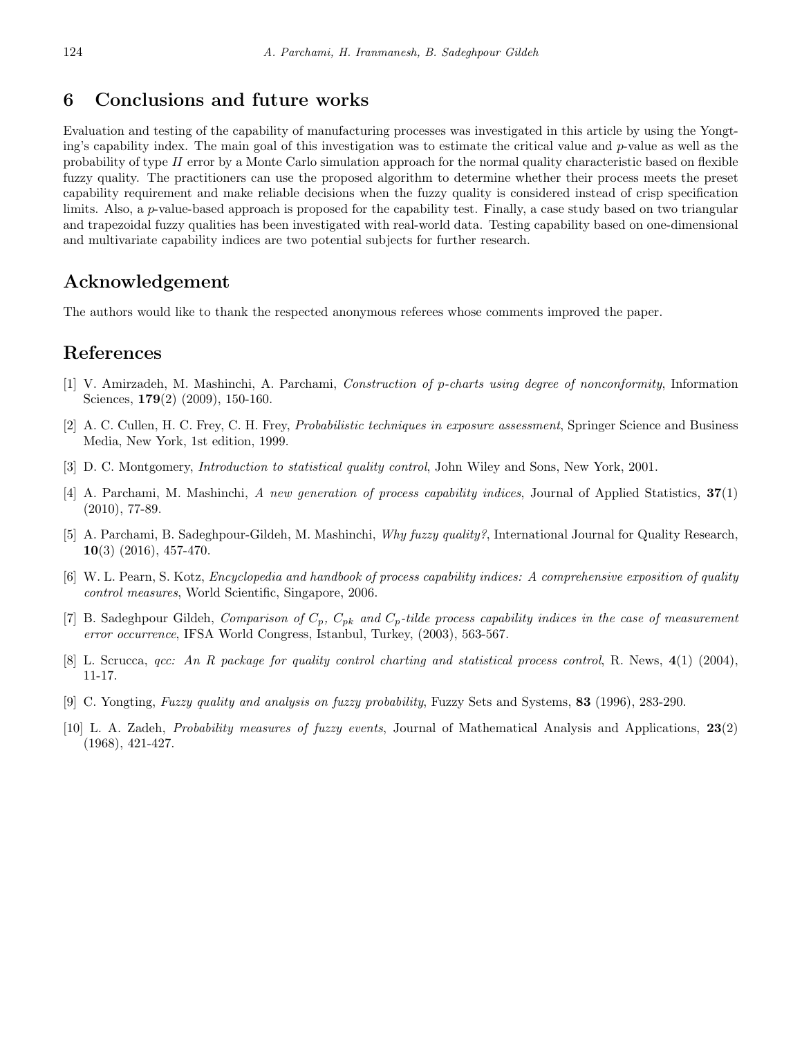## 6 Conclusions and future works

Evaluation and testing of the capability of manufacturing processes was investigated in this article by using the Yongting's capability index. The main goal of this investigation was to estimate the critical value and $p$-value as well as the probability of type $II$ error by a Monte Carlo simulation approach for the normal quality characteristic based on flexible fuzzy quality. The practitioners can use the proposed algorithm to determine whether their process meets the preset capability requirement and make reliable decisions when the fuzzy quality is considered instead of crisp specification limits. Also, a $p$-value-based approach is proposed for the capability test. Finally, a case study based on two triangular and trapezoidal fuzzy qualities has been investigated with real-world data. Testing capability based on one-dimensional and multivariate capability indices are two potential subjects for further research.

## Acknowledgement

The authors would like to thank the respected anonymous referees whose comments improved the paper.

## References

[1] V. Amirzadeh, M. Mashinchi, A. Parchami, *Construction of p-charts using degree of nonconformity*, Information Sciences, **179**(2) (2009), 150-160.

[2] A. C. Cullen, H. C. Frey, C. H. Frey, *Probabilistic techniques in exposure assessment*, Springer Science and Business Media, New York, 1st edition, 1999.

[3] D. C. Montgomery, *Introduction to statistical quality control*, John Wiley and Sons, New York, 2001.

[4] A. Parchami, M. Mashinchi, *A new generation of process capability indices*, Journal of Applied Statistics, **37**(1) (2010), 77-89.

[5] A. Parchami, B. Sadeghpour-Gildeh, M. Mashinchi, *Why fuzzy quality?*, International Journal for Quality Research, **10**(3) (2016), 457-470.

[6] W. L. Pearn, S. Kotz, *Encyclopedia and handbook of process capability indices: A comprehensive exposition of quality control measures*, World Scientific, Singapore, 2006.

[7] B. Sadeghpour Gildeh, *Comparison of $C_p$, $C_{pk}$ and $C_p$-tilde process capability indices in the case of measurement error occurrence*, IFSA World Congress, Istanbul, Turkey, (2003), 563-567.

[8] L. Scrucca, *qcc: An R package for quality control charting and statistical process control*, R. News, **4**(1) (2004), 11-17.

[9] C. Yongting, *Fuzzy quality and analysis on fuzzy probability*, Fuzzy Sets and Systems, **83** (1996), 283-290.

[10] L. A. Zadeh, *Probability measures of fuzzy events*, Journal of Mathematical Analysis and Applications, **23**(2) (1968), 421-427.